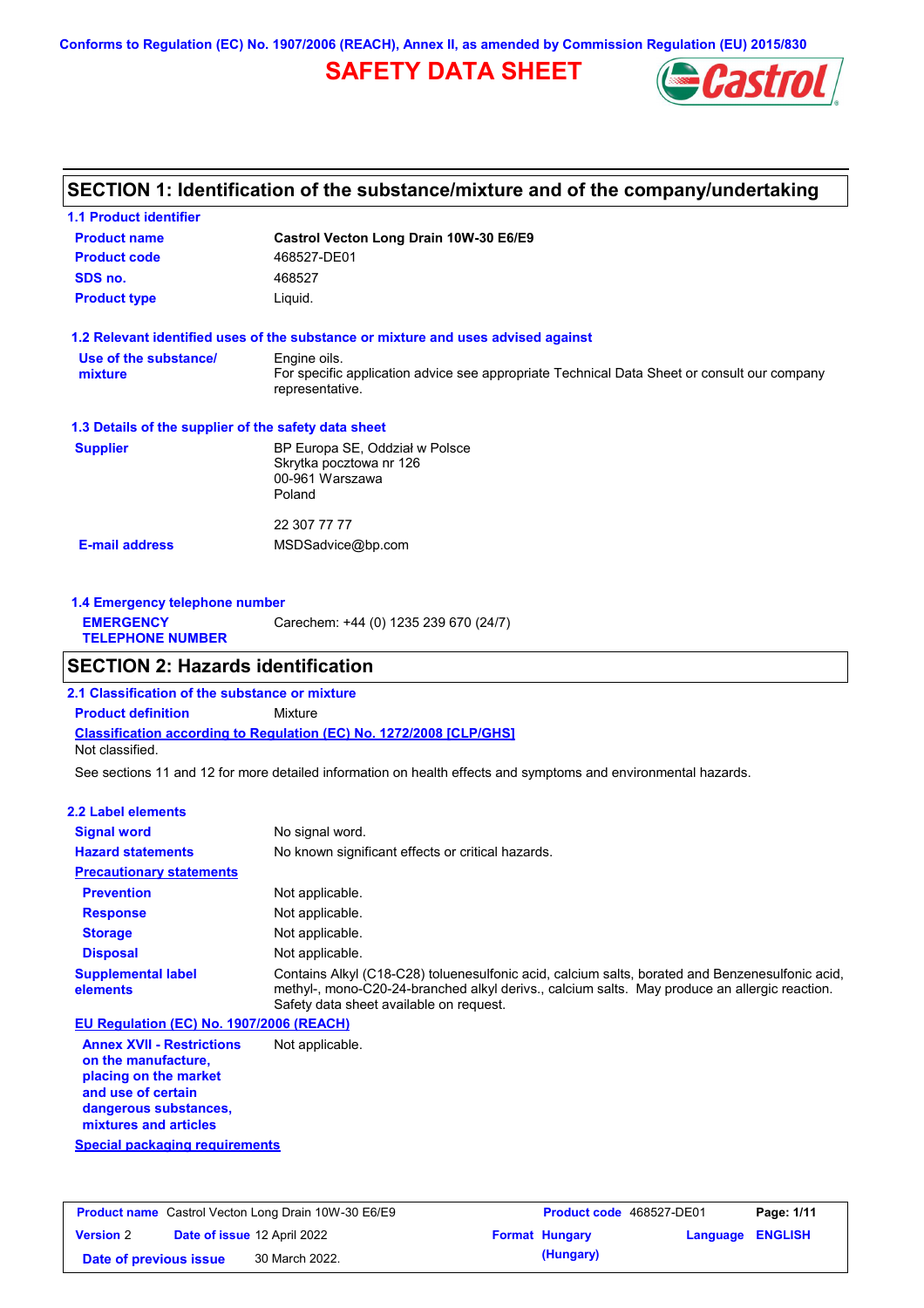Conforms to Regulation (EC) No. 1907/2006 (REACH), Annex II, as amended by Commission Regulation (EU) 2015/830

# SAFETY DATA SHEET

## SECTION 1: Identification of the substance/mixture and of the company/undertaking

### 1.1 Product identifier

| | |
|---|---|
| **Product name** | **Castrol Vecton Long Drain 10W-30 E6/E9** |
| **Product code** | 468527-DE01 |
| **SDS no.** | 468527 |
| **Product type** | Liquid. |

### 1.2 Relevant identified uses of the substance or mixture and uses advised against

**Use of the substance/ mixture**: Engine oils.
For specific application advice see appropriate Technical Data Sheet or consult our company representative.

### 1.3 Details of the supplier of the safety data sheet

**Supplier**: BP Europa SE, Oddział w Polsce
Skrytka pocztowa nr 126
00-961 Warszawa
Poland

22 307 77 77

**E-mail address**: MSDSadvice@bp.com

### 1.4 Emergency telephone number

**EMERGENCY TELEPHONE NUMBER**: Carechem: +44 (0) 1235 239 670 (24/7)

## SECTION 2: Hazards identification

### 2.1 Classification of the substance or mixture

**Product definition**: Mixture

**Classification according to Regulation (EC) No. 1272/2008 [CLP/GHS]**

Not classified.

See sections 11 and 12 for more detailed information on health effects and symptoms and environmental hazards.

### 2.2 Label elements

| | |
|---|---|
| **Signal word** | No signal word. |
| **Hazard statements** | No known significant effects or critical hazards. |

**Precautionary statements**

| | |
|---|---|
| **Prevention** | Not applicable. |
| **Response** | Not applicable. |
| **Storage** | Not applicable. |
| **Disposal** | Not applicable. |
| **Supplemental label elements** | Contains Alkyl (C18-C28) toluenesulfonic acid, calcium salts, borated and Benzenesulfonic acid, methyl-, mono-C20-24-branched alkyl derivs., calcium salts. May produce an allergic reaction. Safety data sheet available on request. |

**EU Regulation (EC) No. 1907/2006 (REACH)**

**Annex XVII - Restrictions on the manufacture, placing on the market and use of certain dangerous substances, mixtures and articles**: Not applicable.

**Special packaging requirements**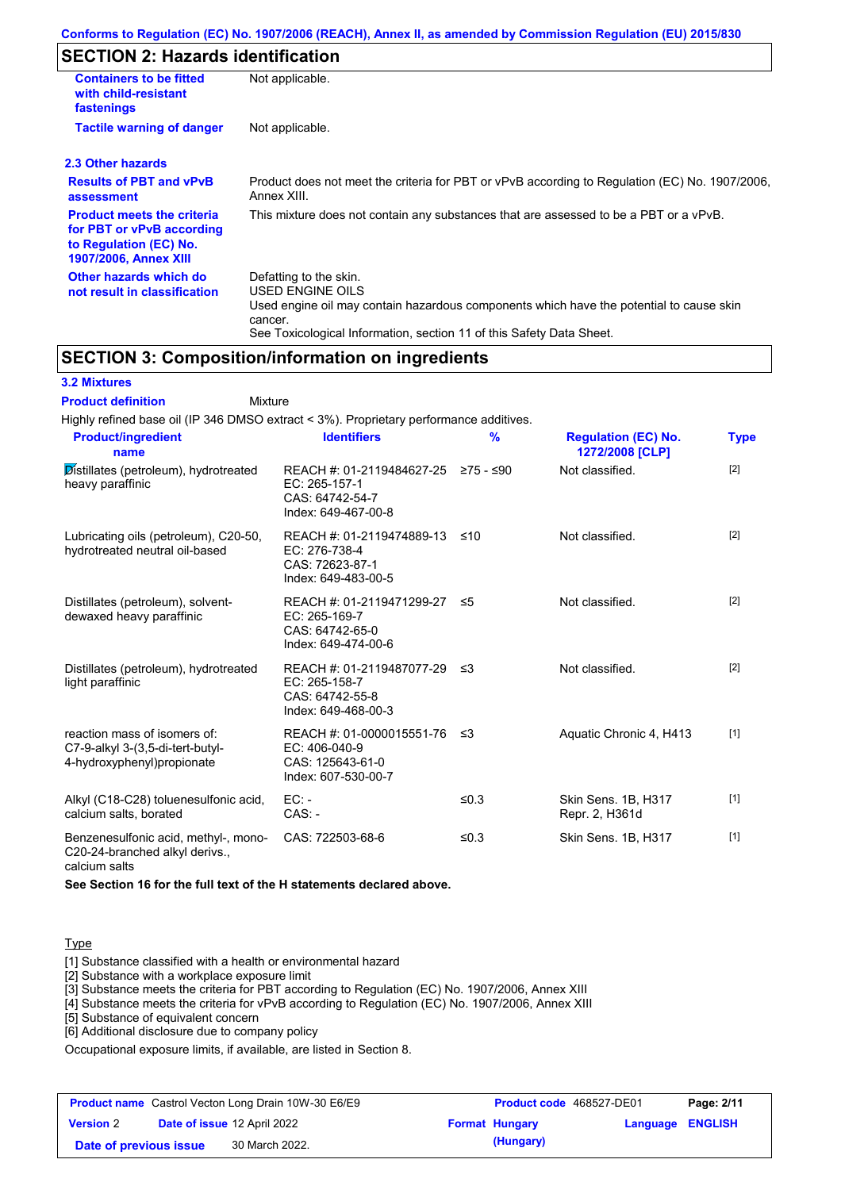Conforms to Regulation (EC) No. 1907/2006 (REACH), Annex II, as amended by Commission Regulation (EU) 2015/830

## SECTION 2: Hazards identification

| | |
|---|---|
| **Containers to be fitted with child-resistant fastenings** | Not applicable. |
| **Tactile warning of danger** | Not applicable. |

### 2.3 Other hazards

| | |
|---|---|
| **Results of PBT and vPvB assessment** | Product does not meet the criteria for PBT or vPvB according to Regulation (EC) No. 1907/2006, Annex XIII. |
| **Product meets the criteria for PBT or vPvB according to Regulation (EC) No. 1907/2006, Annex XIII** | This mixture does not contain any substances that are assessed to be a PBT or a vPvB. |
| **Other hazards which do not result in classification** | Defatting to the skin.<br>USED ENGINE OILS<br>Used engine oil may contain hazardous components which have the potential to cause skin cancer.<br>See Toxicological Information, section 11 of this Safety Data Sheet. |

## SECTION 3: Composition/information on ingredients

### 3.2 Mixtures

**Product definition** Mixture

Highly refined base oil (IP 346 DMSO extract < 3%). Proprietary performance additives.

| Product/ingredient name | Identifiers | % | Regulation (EC) No. 1272/2008 [CLP] | Type |
|---|---|---|---|---|
| Distillates (petroleum), hydrotreated heavy paraffinic | REACH #: 01-2119484627-25<br>EC: 265-157-1<br>CAS: 64742-54-7<br>Index: 649-467-00-8 | ≥75 - ≤90 | Not classified. | [2] |
| Lubricating oils (petroleum), C20-50, hydrotreated neutral oil-based | REACH #: 01-2119474889-13<br>EC: 276-738-4<br>CAS: 72623-87-1<br>Index: 649-483-00-5 | ≤10 | Not classified. | [2] |
| Distillates (petroleum), solvent-dewaxed heavy paraffinic | REACH #: 01-2119471299-27<br>EC: 265-169-7<br>CAS: 64742-65-0<br>Index: 649-474-00-6 | ≤5 | Not classified. | [2] |
| Distillates (petroleum), hydrotreated light paraffinic | REACH #: 01-2119487077-29<br>EC: 265-158-7<br>CAS: 64742-55-8<br>Index: 649-468-00-3 | ≤3 | Not classified. | [2] |
| reaction mass of isomers of: C7-9-alkyl 3-(3,5-di-tert-butyl-4-hydroxyphenyl)propionate | REACH #: 01-0000015551-76<br>EC: 406-040-9<br>CAS: 125643-61-0<br>Index: 607-530-00-7 | ≤3 | Aquatic Chronic 4, H413 | [1] |
| Alkyl (C18-C28) toluenesulfonic acid, calcium salts, borated | EC: -<br>CAS: - | ≤0.3 | Skin Sens. 1B, H317<br>Repr. 2, H361d | [1] |
| Benzenesulfonic acid, methyl-, mono-C20-24-branched alkyl derivs., calcium salts | CAS: 722503-68-6 | ≤0.3 | Skin Sens. 1B, H317 | [1] |

**See Section 16 for the full text of the H statements declared above.**

Type

[1] Substance classified with a health or environmental hazard
[2] Substance with a workplace exposure limit
[3] Substance meets the criteria for PBT according to Regulation (EC) No. 1907/2006, Annex XIII
[4] Substance meets the criteria for vPvB according to Regulation (EC) No. 1907/2006, Annex XIII
[5] Substance of equivalent concern
[6] Additional disclosure due to company policy

Occupational exposure limits, if available, are listed in Section 8.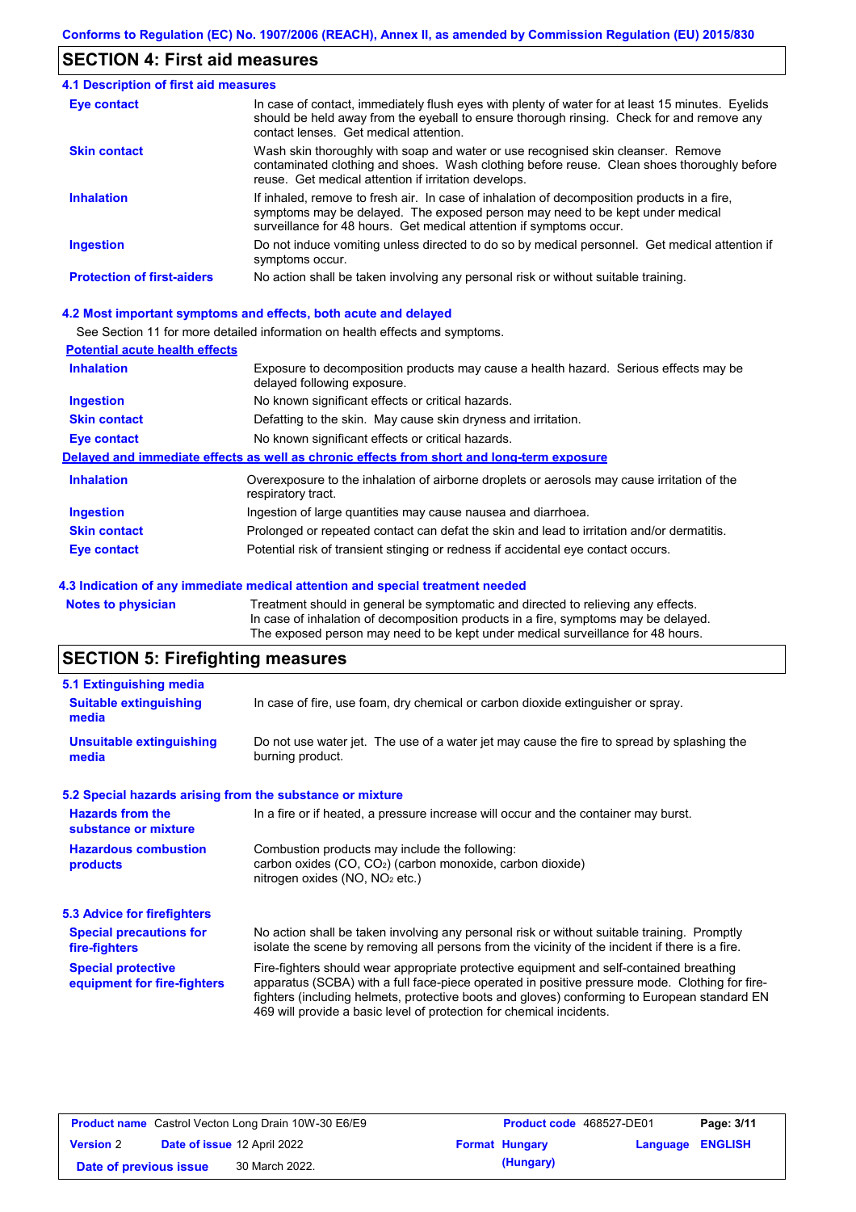## SECTION 4: First aid measures

### 4.1 Description of first aid measures

| | |
|---|---|
| **Eye contact** | In case of contact, immediately flush eyes with plenty of water for at least 15 minutes. Eyelids should be held away from the eyeball to ensure thorough rinsing. Check for and remove any contact lenses. Get medical attention. |
| **Skin contact** | Wash skin thoroughly with soap and water or use recognised skin cleanser. Remove contaminated clothing and shoes. Wash clothing before reuse. Clean shoes thoroughly before reuse. Get medical attention if irritation develops. |
| **Inhalation** | If inhaled, remove to fresh air. In case of inhalation of decomposition products in a fire, symptoms may be delayed. The exposed person may need to be kept under medical surveillance for 48 hours. Get medical attention if symptoms occur. |
| **Ingestion** | Do not induce vomiting unless directed to do so by medical personnel. Get medical attention if symptoms occur. |
| **Protection of first-aiders** | No action shall be taken involving any personal risk or without suitable training. |

### 4.2 Most important symptoms and effects, both acute and delayed

See Section 11 for more detailed information on health effects and symptoms.

**Potential acute health effects**

| | |
|---|---|
| **Inhalation** | Exposure to decomposition products may cause a health hazard. Serious effects may be delayed following exposure. |
| **Ingestion** | No known significant effects or critical hazards. |
| **Skin contact** | Defatting to the skin. May cause skin dryness and irritation. |
| **Eye contact** | No known significant effects or critical hazards. |

**Delayed and immediate effects as well as chronic effects from short and long-term exposure**

| | |
|---|---|
| **Inhalation** | Overexposure to the inhalation of airborne droplets or aerosols may cause irritation of the respiratory tract. |
| **Ingestion** | Ingestion of large quantities may cause nausea and diarrhoea. |
| **Skin contact** | Prolonged or repeated contact can defat the skin and lead to irritation and/or dermatitis. |
| **Eye contact** | Potential risk of transient stinging or redness if accidental eye contact occurs. |

### 4.3 Indication of any immediate medical attention and special treatment needed

| | |
|---|---|
| **Notes to physician** | Treatment should in general be symptomatic and directed to relieving any effects. In case of inhalation of decomposition products in a fire, symptoms may be delayed. The exposed person may need to be kept under medical surveillance for 48 hours. |

## SECTION 5: Firefighting measures

### 5.1 Extinguishing media

| | |
|---|---|
| **Suitable extinguishing media** | In case of fire, use foam, dry chemical or carbon dioxide extinguisher or spray. |
| **Unsuitable extinguishing media** | Do not use water jet. The use of a water jet may cause the fire to spread by splashing the burning product. |

### 5.2 Special hazards arising from the substance or mixture

| | |
|---|---|
| **Hazards from the substance or mixture** | In a fire or if heated, a pressure increase will occur and the container may burst. |
| **Hazardous combustion products** | Combustion products may include the following: carbon oxides ($CO$, $CO_2$) (carbon monoxide, carbon dioxide) nitrogen oxides ($NO$, $NO_2$ etc.) |

### 5.3 Advice for firefighters

| | |
|---|---|
| **Special precautions for fire-fighters** | No action shall be taken involving any personal risk or without suitable training. Promptly isolate the scene by removing all persons from the vicinity of the incident if there is a fire. |
| **Special protective equipment for fire-fighters** | Fire-fighters should wear appropriate protective equipment and self-contained breathing apparatus (SCBA) with a full face-piece operated in positive pressure mode. Clothing for fire-fighters (including helmets, protective boots and gloves) conforming to European standard EN 469 will provide a basic level of protection for chemical incidents. |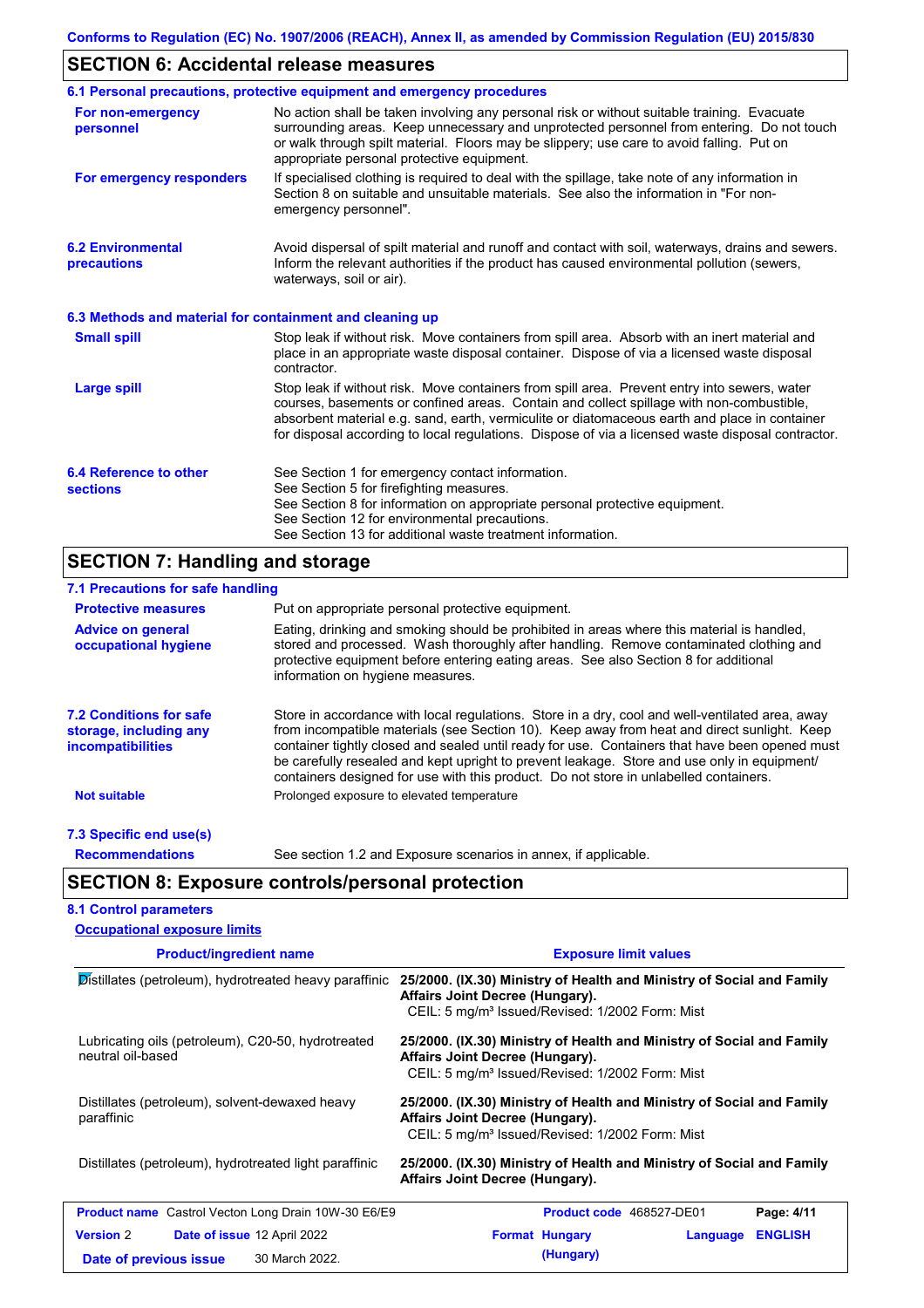## SECTION 6: Accidental release measures

### 6.1 Personal precautions, protective equipment and emergency procedures

**For non-emergency personnel**

No action shall be taken involving any personal risk or without suitable training. Evacuate surrounding areas. Keep unnecessary and unprotected personnel from entering. Do not touch or walk through spilt material. Floors may be slippery; use care to avoid falling. Put on appropriate personal protective equipment.

**For emergency responders**

If specialised clothing is required to deal with the spillage, take note of any information in Section 8 on suitable and unsuitable materials. See also the information in "For non-emergency personnel".

### 6.2 Environmental precautions

Avoid dispersal of spilt material and runoff and contact with soil, waterways, drains and sewers. Inform the relevant authorities if the product has caused environmental pollution (sewers, waterways, soil or air).

### 6.3 Methods and material for containment and cleaning up

**Small spill**

Stop leak if without risk. Move containers from spill area. Absorb with an inert material and place in an appropriate waste disposal container. Dispose of via a licensed waste disposal contractor.

**Large spill**

Stop leak if without risk. Move containers from spill area. Prevent entry into sewers, water courses, basements or confined areas. Contain and collect spillage with non-combustible, absorbent material e.g. sand, earth, vermiculite or diatomaceous earth and place in container for disposal according to local regulations. Dispose of via a licensed waste disposal contractor.

### 6.4 Reference to other sections

See Section 1 for emergency contact information.
See Section 5 for firefighting measures.
See Section 8 for information on appropriate personal protective equipment.
See Section 12 for environmental precautions.
See Section 13 for additional waste treatment information.

## SECTION 7: Handling and storage

### 7.1 Precautions for safe handling

**Protective measures**

Put on appropriate personal protective equipment.

**Advice on general occupational hygiene**

Eating, drinking and smoking should be prohibited in areas where this material is handled, stored and processed. Wash thoroughly after handling. Remove contaminated clothing and protective equipment before entering eating areas. See also Section 8 for additional information on hygiene measures.

### 7.2 Conditions for safe storage, including any incompatibilities

Store in accordance with local regulations. Store in a dry, cool and well-ventilated area, away from incompatible materials (see Section 10). Keep away from heat and direct sunlight. Keep container tightly closed and sealed until ready for use. Containers that have been opened must be carefully resealed and kept upright to prevent leakage. Store and use only in equipment/ containers designed for use with this product. Do not store in unlabelled containers.

**Not suitable**

Prolonged exposure to elevated temperature

### 7.3 Specific end use(s)

**Recommendations**

See section 1.2 and Exposure scenarios in annex, if applicable.

## SECTION 8: Exposure controls/personal protection

### 8.1 Control parameters

**Occupational exposure limits**

| Product/ingredient name | Exposure limit values |
|---|---|
| Distillates (petroleum), hydrotreated heavy paraffinic | **25/2000. (IX.30) Ministry of Health and Ministry of Social and Family Affairs Joint Decree (Hungary).** CEIL: 5 mg/m³ Issued/Revised: 1/2002 Form: Mist |
| Lubricating oils (petroleum), C20-50, hydrotreated neutral oil-based | **25/2000. (IX.30) Ministry of Health and Ministry of Social and Family Affairs Joint Decree (Hungary).** CEIL: 5 mg/m³ Issued/Revised: 1/2002 Form: Mist |
| Distillates (petroleum), solvent-dewaxed heavy paraffinic | **25/2000. (IX.30) Ministry of Health and Ministry of Social and Family Affairs Joint Decree (Hungary).** CEIL: 5 mg/m³ Issued/Revised: 1/2002 Form: Mist |
| Distillates (petroleum), hydrotreated light paraffinic | **25/2000. (IX.30) Ministry of Health and Ministry of Social and Family Affairs Joint Decree (Hungary).** |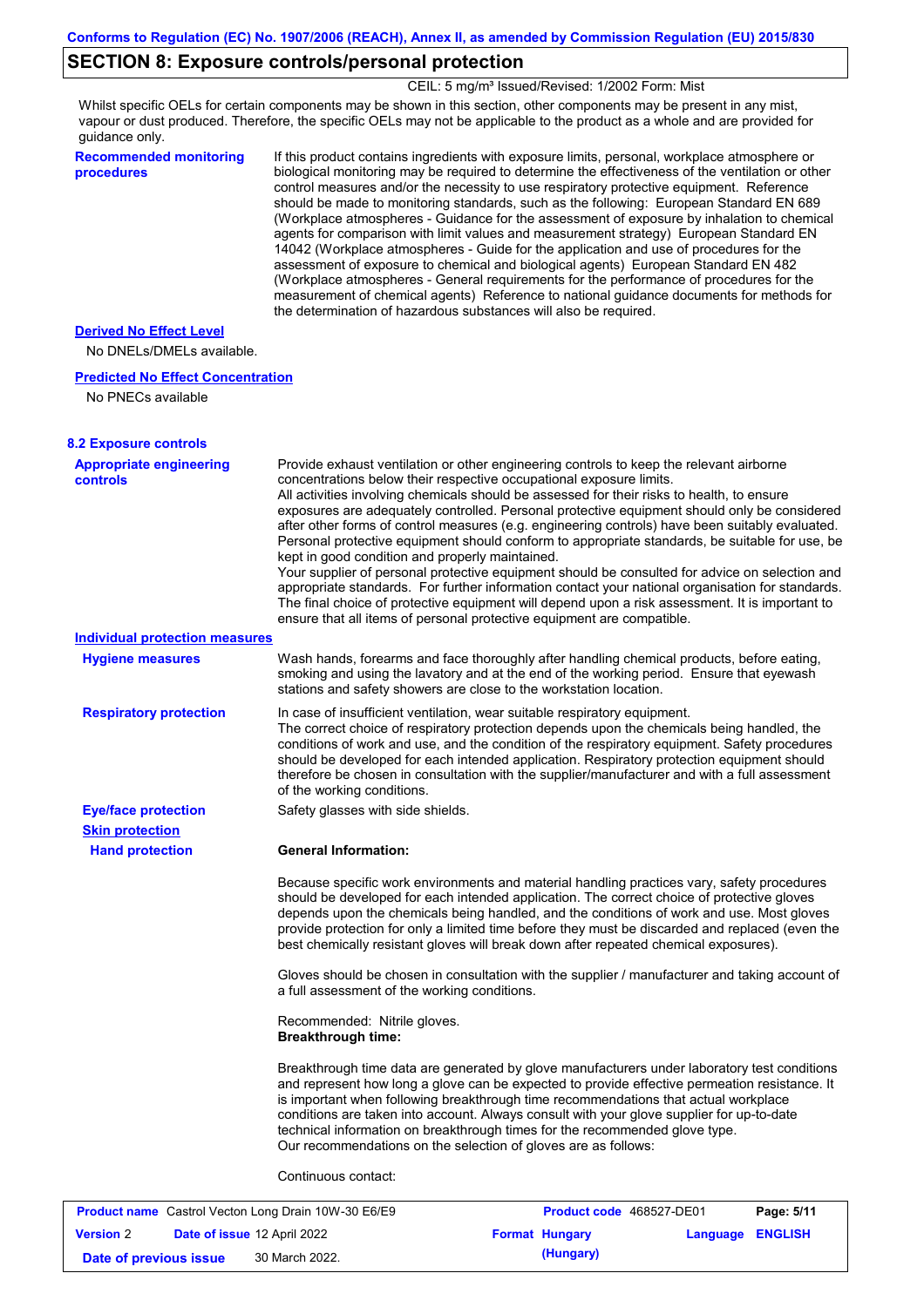## SECTION 8: Exposure controls/personal protection

CEIL: 5 mg/m³ Issued/Revised: 1/2002 Form: Mist

Whilst specific OELs for certain components may be shown in this section, other components may be present in any mist, vapour or dust produced. Therefore, the specific OELs may not be applicable to the product as a whole and are provided for guidance only.

**Recommended monitoring procedures**

If this product contains ingredients with exposure limits, personal, workplace atmosphere or biological monitoring may be required to determine the effectiveness of the ventilation or other control measures and/or the necessity to use respiratory protective equipment. Reference should be made to monitoring standards, such as the following: European Standard EN 689 (Workplace atmospheres - Guidance for the assessment of exposure by inhalation to chemical agents for comparison with limit values and measurement strategy) European Standard EN 14042 (Workplace atmospheres - Guide for the application and use of procedures for the assessment of exposure to chemical and biological agents) European Standard EN 482 (Workplace atmospheres - General requirements for the performance of procedures for the measurement of chemical agents) Reference to national guidance documents for methods for the determination of hazardous substances will also be required.

**Derived No Effect Level**

No DNELs/DMELs available.

**Predicted No Effect Concentration**

No PNECs available

### 8.2 Exposure controls

**Appropriate engineering controls**

Provide exhaust ventilation or other engineering controls to keep the relevant airborne concentrations below their respective occupational exposure limits.
All activities involving chemicals should be assessed for their risks to health, to ensure exposures are adequately controlled. Personal protective equipment should only be considered after other forms of control measures (e.g. engineering controls) have been suitably evaluated. Personal protective equipment should conform to appropriate standards, be suitable for use, be kept in good condition and properly maintained.
Your supplier of personal protective equipment should be consulted for advice on selection and appropriate standards. For further information contact your national organisation for standards. The final choice of protective equipment will depend upon a risk assessment. It is important to ensure that all items of personal protective equipment are compatible.

**Individual protection measures**

**Hygiene measures**

Wash hands, forearms and face thoroughly after handling chemical products, before eating, smoking and using the lavatory and at the end of the working period. Ensure that eyewash stations and safety showers are close to the workstation location.

**Respiratory protection**

In case of insufficient ventilation, wear suitable respiratory equipment.
The correct choice of respiratory protection depends upon the chemicals being handled, the conditions of work and use, and the condition of the respiratory equipment. Safety procedures should be developed for each intended application. Respiratory protection equipment should therefore be chosen in consultation with the supplier/manufacturer and with a full assessment of the working conditions.

**Eye/face protection**

Safety glasses with side shields.

**Skin protection**

**Hand protection**

**General Information:**

Because specific work environments and material handling practices vary, safety procedures should be developed for each intended application. The correct choice of protective gloves depends upon the chemicals being handled, and the conditions of work and use. Most gloves provide protection for only a limited time before they must be discarded and replaced (even the best chemically resistant gloves will break down after repeated chemical exposures).

Gloves should be chosen in consultation with the supplier / manufacturer and taking account of a full assessment of the working conditions.

Recommended: Nitrile gloves.
**Breakthrough time:**

Breakthrough time data are generated by glove manufacturers under laboratory test conditions and represent how long a glove can be expected to provide effective permeation resistance. It is important when following breakthrough time recommendations that actual workplace conditions are taken into account. Always consult with your glove supplier for up-to-date technical information on breakthrough times for the recommended glove type.
Our recommendations on the selection of gloves are as follows:

Continuous contact: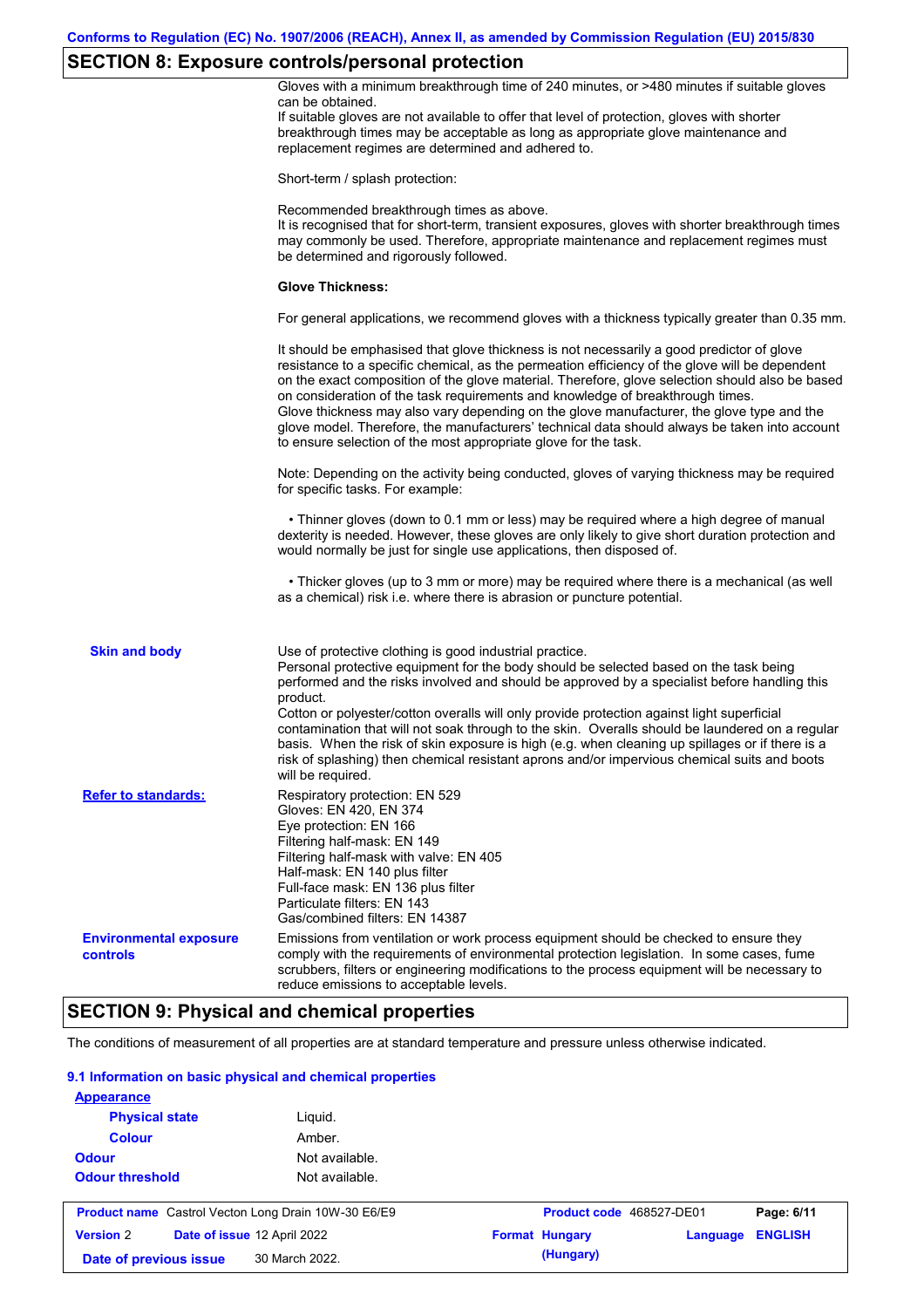## SECTION 8: Exposure controls/personal protection

Gloves with a minimum breakthrough time of 240 minutes, or >480 minutes if suitable gloves can be obtained.
If suitable gloves are not available to offer that level of protection, gloves with shorter breakthrough times may be acceptable as long as appropriate glove maintenance and replacement regimes are determined and adhered to.

Short-term / splash protection:

Recommended breakthrough times as above.
It is recognised that for short-term, transient exposures, gloves with shorter breakthrough times may commonly be used. Therefore, appropriate maintenance and replacement regimes must be determined and rigorously followed.

**Glove Thickness:**

For general applications, we recommend gloves with a thickness typically greater than 0.35 mm.

It should be emphasised that glove thickness is not necessarily a good predictor of glove resistance to a specific chemical, as the permeation efficiency of the glove will be dependent on the exact composition of the glove material. Therefore, glove selection should also be based on consideration of the task requirements and knowledge of breakthrough times.
Glove thickness may also vary depending on the glove manufacturer, the glove type and the glove model. Therefore, the manufacturers' technical data should always be taken into account to ensure selection of the most appropriate glove for the task.

Note: Depending on the activity being conducted, gloves of varying thickness may be required for specific tasks. For example:

- Thinner gloves (down to 0.1 mm or less) may be required where a high degree of manual dexterity is needed. However, these gloves are only likely to give short duration protection and would normally be just for single use applications, then disposed of.

- Thicker gloves (up to 3 mm or more) may be required where there is a mechanical (as well as a chemical) risk i.e. where there is abrasion or puncture potential.

**Skin and body**

Use of protective clothing is good industrial practice.
Personal protective equipment for the body should be selected based on the task being performed and the risks involved and should be approved by a specialist before handling this product.
Cotton or polyester/cotton overalls will only provide protection against light superficial contamination that will not soak through to the skin. Overalls should be laundered on a regular basis. When the risk of skin exposure is high (e.g. when cleaning up spillages or if there is a risk of splashing) then chemical resistant aprons and/or impervious chemical suits and boots will be required.

**Refer to standards:**

Respiratory protection: EN 529
Gloves: EN 420, EN 374
Eye protection: EN 166
Filtering half-mask: EN 149
Filtering half-mask with valve: EN 405
Half-mask: EN 140 plus filter
Full-face mask: EN 136 plus filter
Particulate filters: EN 143
Gas/combined filters: EN 14387

**Environmental exposure controls**

Emissions from ventilation or work process equipment should be checked to ensure they comply with the requirements of environmental protection legislation. In some cases, fume scrubbers, filters or engineering modifications to the process equipment will be necessary to reduce emissions to acceptable levels.

## SECTION 9: Physical and chemical properties

The conditions of measurement of all properties are at standard temperature and pressure unless otherwise indicated.

### 9.1 Information on basic physical and chemical properties

**Appearance**

| | |
|---|---|
| Physical state | Liquid. |
| Colour | Amber. |
| Odour | Not available. |
| Odour threshold | Not available. |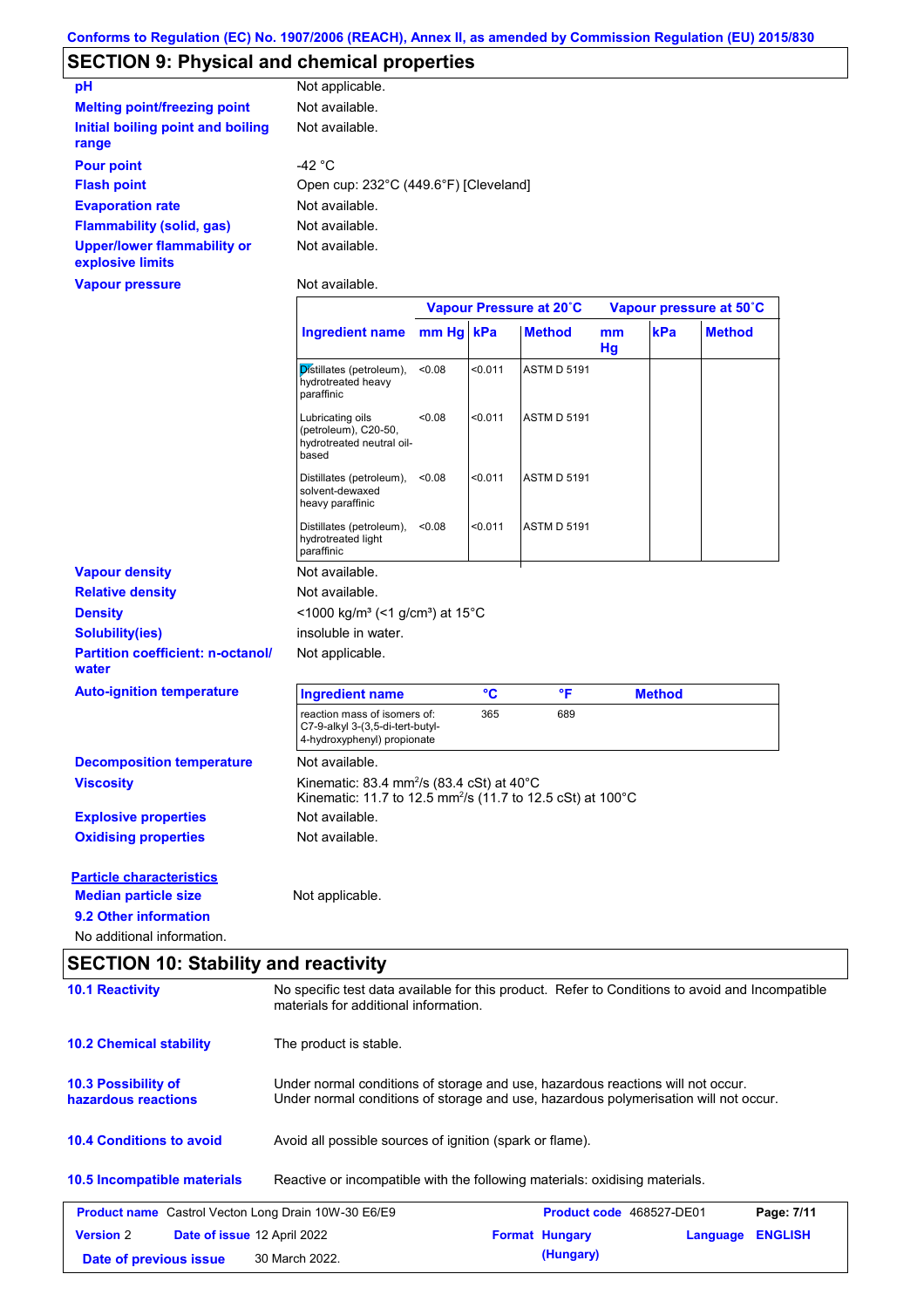Conforms to Regulation (EC) No. 1907/2006 (REACH), Annex II, as amended by Commission Regulation (EU) 2015/830

## SECTION 9: Physical and chemical properties

**pH** Not applicable.

**Melting point/freezing point** Not available.

**Initial boiling point and boiling range** Not available.

**Pour point** -42 °C

**Flash point** Open cup: 232°C (449.6°F) [Cleveland]

**Evaporation rate** Not available.

**Flammability (solid, gas)** Not available.

**Upper/lower flammability or explosive limits** Not available.

**Vapour pressure** Not available.

| | Vapour Pressure at 20˚C | | | Vapour pressure at 50˚C | | |
|---|---|---|---|---|---|---|
| **Ingredient name** | **mm Hg** | **kPa** | **Method** | **mm Hg** | **kPa** | **Method** |
| Distillates (petroleum), hydrotreated heavy paraffinic | <0.08 | <0.011 | ASTM D 5191 | | | |
| Lubricating oils (petroleum), C20-50, hydrotreated neutral oil-based | <0.08 | <0.011 | ASTM D 5191 | | | |
| Distillates (petroleum), solvent-dewaxed heavy paraffinic | <0.08 | <0.011 | ASTM D 5191 | | | |
| Distillates (petroleum), hydrotreated light paraffinic | <0.08 | <0.011 | ASTM D 5191 | | | |

**Vapour density** Not available.

**Relative density** Not available.

**Density** <1000 kg/m³ (<1 g/cm³) at 15°C

**Solubility(ies)** insoluble in water.

**Partition coefficient: n-octanol/water** Not applicable.

**Auto-ignition temperature**

| Ingredient name | °C | °F | Method |
|---|---|---|---|
| reaction mass of isomers of: C7-9-alkyl 3-(3,5-di-tert-butyl-4-hydroxyphenyl) propionate | 365 | 689 | |

**Decomposition temperature** Not available.

**Viscosity** Kinematic: 83.4 mm²/s (83.4 cSt) at 40°C
Kinematic: 11.7 to 12.5 mm²/s (11.7 to 12.5 cSt) at 100°C

**Explosive properties** Not available.

**Oxidising properties** Not available.

**Particle characteristics**

**Median particle size** Not applicable.

**9.2 Other information**

No additional information.

## SECTION 10: Stability and reactivity

**10.1 Reactivity** No specific test data available for this product. Refer to Conditions to avoid and Incompatible materials for additional information.

**10.2 Chemical stability** The product is stable.

**10.3 Possibility of hazardous reactions** Under normal conditions of storage and use, hazardous reactions will not occur.
Under normal conditions of storage and use, hazardous polymerisation will not occur.

**10.4 Conditions to avoid** Avoid all possible sources of ignition (spark or flame).

**10.5 Incompatible materials** Reactive or incompatible with the following materials: oxidising materials.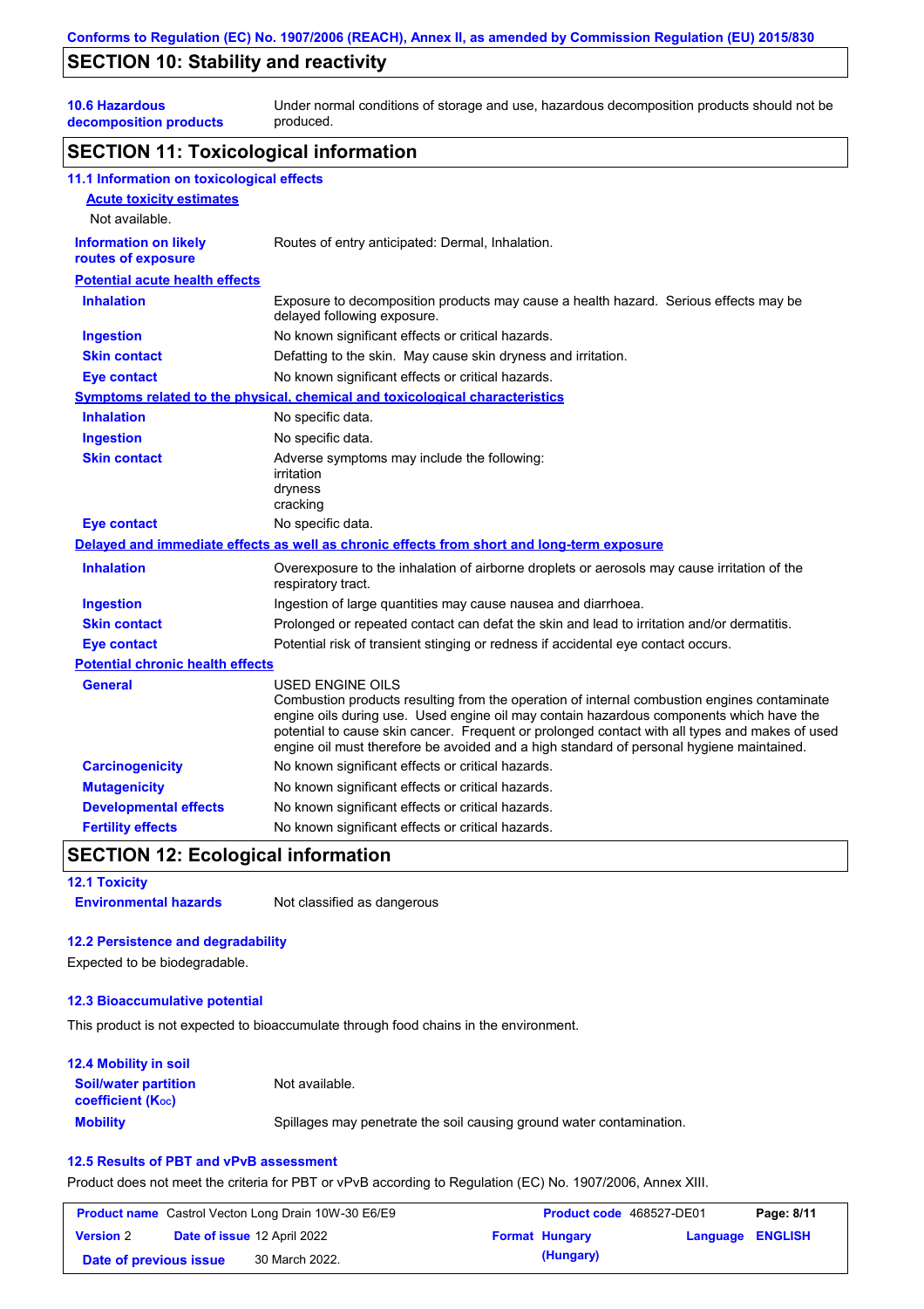## SECTION 10: Stability and reactivity

| | |
|---|---|
| **10.6 Hazardous decomposition products** | Under normal conditions of storage and use, hazardous decomposition products should not be produced. |

## SECTION 11: Toxicological information

### 11.1 Information on toxicological effects

**Acute toxicity estimates**

Not available.

| | |
|---|---|
| **Information on likely routes of exposure** | Routes of entry anticipated: Dermal, Inhalation. |

**Potential acute health effects**

| | |
|---|---|
| **Inhalation** | Exposure to decomposition products may cause a health hazard. Serious effects may be delayed following exposure. |
| **Ingestion** | No known significant effects or critical hazards. |
| **Skin contact** | Defatting to the skin. May cause skin dryness and irritation. |
| **Eye contact** | No known significant effects or critical hazards. |

**Symptoms related to the physical, chemical and toxicological characteristics**

| | |
|---|---|
| **Inhalation** | No specific data. |
| **Ingestion** | No specific data. |
| **Skin contact** | Adverse symptoms may include the following:<br>irritation<br>dryness<br>cracking |
| **Eye contact** | No specific data. |

**Delayed and immediate effects as well as chronic effects from short and long-term exposure**

| | |
|---|---|
| **Inhalation** | Overexposure to the inhalation of airborne droplets or aerosols may cause irritation of the respiratory tract. |
| **Ingestion** | Ingestion of large quantities may cause nausea and diarrhoea. |
| **Skin contact** | Prolonged or repeated contact can defat the skin and lead to irritation and/or dermatitis. |
| **Eye contact** | Potential risk of transient stinging or redness if accidental eye contact occurs. |

**Potential chronic health effects**

| | |
|---|---|
| **General** | USED ENGINE OILS<br>Combustion products resulting from the operation of internal combustion engines contaminate engine oils during use. Used engine oil may contain hazardous components which have the potential to cause skin cancer. Frequent or prolonged contact with all types and makes of used engine oil must therefore be avoided and a high standard of personal hygiene maintained. |
| **Carcinogenicity** | No known significant effects or critical hazards. |
| **Mutagenicity** | No known significant effects or critical hazards. |
| **Developmental effects** | No known significant effects or critical hazards. |
| **Fertility effects** | No known significant effects or critical hazards. |

## SECTION 12: Ecological information

### 12.1 Toxicity

| | |
|---|---|
| **Environmental hazards** | Not classified as dangerous |

### 12.2 Persistence and degradability

Expected to be biodegradable.

### 12.3 Bioaccumulative potential

This product is not expected to bioaccumulate through food chains in the environment.

### 12.4 Mobility in soil

| | |
|---|---|
| **Soil/water partition coefficient ($K_{OC}$)** | Not available. |
| **Mobility** | Spillages may penetrate the soil causing ground water contamination. |

### 12.5 Results of PBT and vPvB assessment

Product does not meet the criteria for PBT or vPvB according to Regulation (EC) No. 1907/2006, Annex XIII.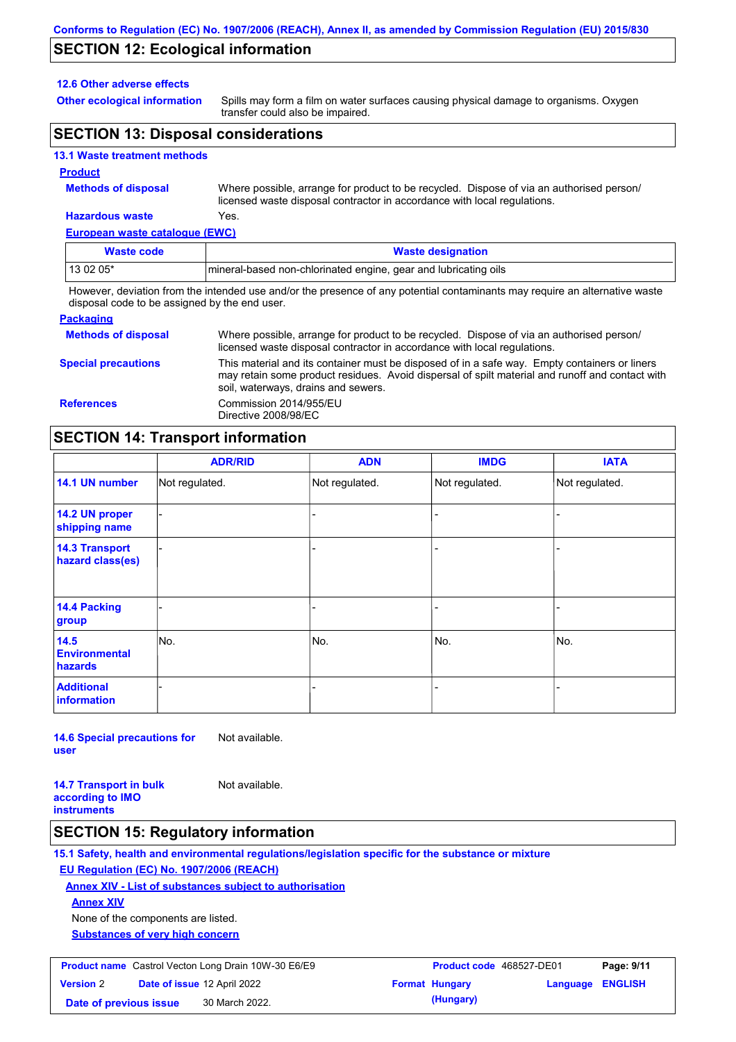## SECTION 12: Ecological information

### 12.6 Other adverse effects

**Other ecological information**: Spills may form a film on water surfaces causing physical damage to organisms. Oxygen transfer could also be impaired.

## SECTION 13: Disposal considerations

### 13.1 Waste treatment methods

**Product**

**Methods of disposal**: Where possible, arrange for product to be recycled. Dispose of via an authorised person/ licensed waste disposal contractor in accordance with local regulations.

**Hazardous waste**: Yes.

**European waste catalogue (EWC)**

| Waste code | Waste designation |
|---|---|
| 13 02 05* | mineral-based non-chlorinated engine, gear and lubricating oils |

However, deviation from the intended use and/or the presence of any potential contaminants may require an alternative waste disposal code to be assigned by the end user.

**Packaging**

**Methods of disposal**: Where possible, arrange for product to be recycled. Dispose of via an authorised person/ licensed waste disposal contractor in accordance with local regulations.

**Special precautions**: This material and its container must be disposed of in a safe way. Empty containers or liners may retain some product residues. Avoid dispersal of spilt material and runoff and contact with soil, waterways, drains and sewers.

**References**: Commission 2014/955/EU
Directive 2008/98/EC

## SECTION 14: Transport information

| | ADR/RID | ADN | IMDG | IATA |
|---|---|---|---|---|
| 14.1 UN number | Not regulated. | Not regulated. | Not regulated. | Not regulated. |
| 14.2 UN proper shipping name | - | - | - | - |
| 14.3 Transport hazard class(es) | - | - | - | - |
| 14.4 Packing group | - | - | - | - |
| 14.5 Environmental hazards | No. | No. | No. | No. |
| Additional information | - | - | - | - |

**14.6 Special precautions for user**: Not available.

**14.7 Transport in bulk according to IMO instruments**: Not available.

## SECTION 15: Regulatory information

### 15.1 Safety, health and environmental regulations/legislation specific for the substance or mixture

**EU Regulation (EC) No. 1907/2006 (REACH)**

**Annex XIV - List of substances subject to authorisation**

**Annex XIV**

None of the components are listed.

**Substances of very high concern**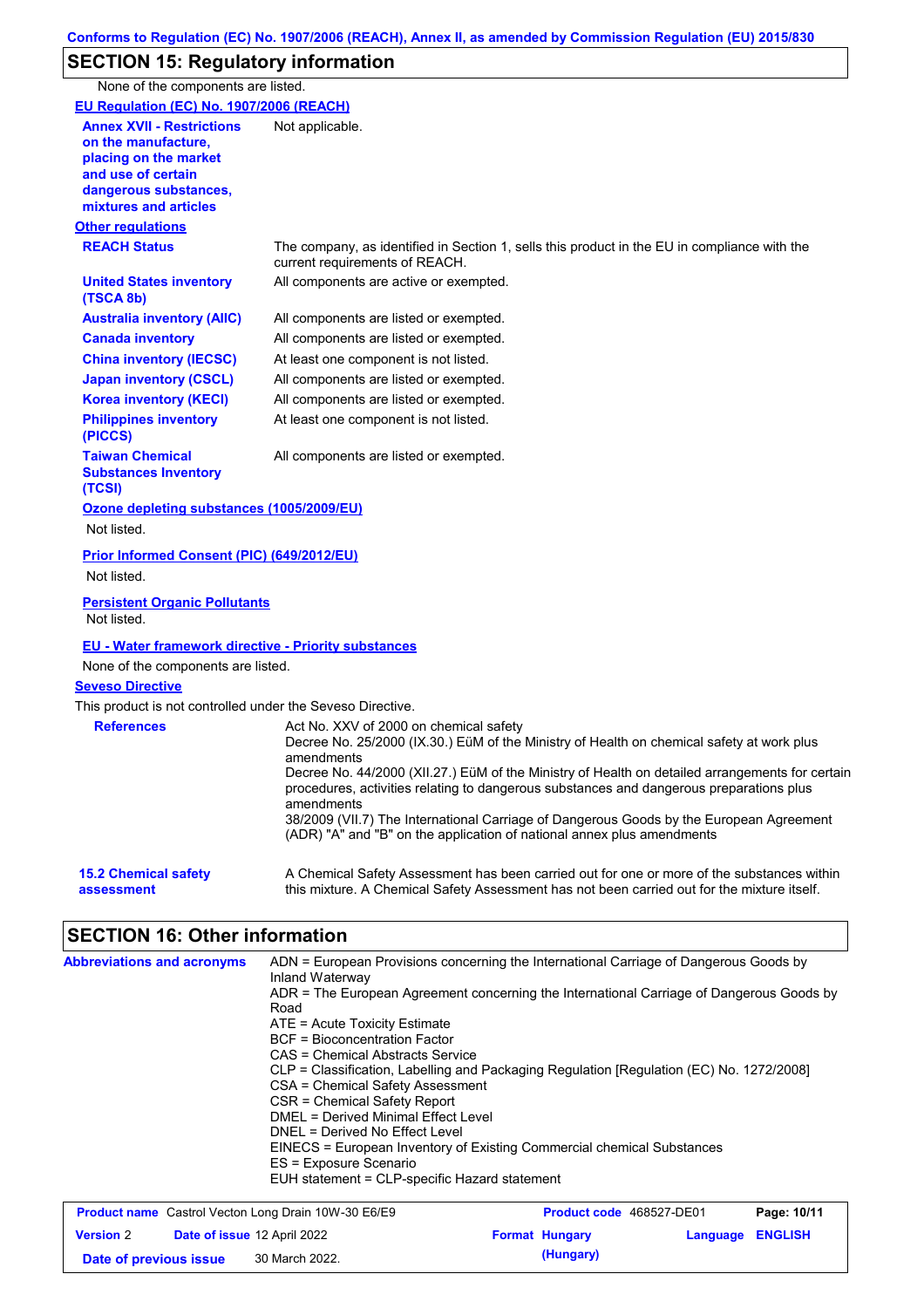## SECTION 15: Regulatory information

None of the components are listed.

**EU Regulation (EC) No. 1907/2006 (REACH)**

| | |
|---|---|
| **Annex XVII - Restrictions on the manufacture, placing on the market and use of certain dangerous substances, mixtures and articles** | Not applicable. |

**Other regulations**

| | |
|---|---|
| **REACH Status** | The company, as identified in Section 1, sells this product in the EU in compliance with the current requirements of REACH. |
| **United States inventory (TSCA 8b)** | All components are active or exempted. |
| **Australia inventory (AIIC)** | All components are listed or exempted. |
| **Canada inventory** | All components are listed or exempted. |
| **China inventory (IECSC)** | At least one component is not listed. |
| **Japan inventory (CSCL)** | All components are listed or exempted. |
| **Korea inventory (KECI)** | All components are listed or exempted. |
| **Philippines inventory (PICCS)** | At least one component is not listed. |
| **Taiwan Chemical Substances Inventory (TCSI)** | All components are listed or exempted. |

**Ozone depleting substances (1005/2009/EU)**

Not listed.

**Prior Informed Consent (PIC) (649/2012/EU)**

Not listed.

**Persistent Organic Pollutants**

Not listed.

**EU - Water framework directive - Priority substances**

None of the components are listed.

**Seveso Directive**

This product is not controlled under the Seveso Directive.

| | |
|---|---|
| **References** | Act No. XXV of 2000 on chemical safety<br>Decree No. 25/2000 (IX.30.) EüM of the Ministry of Health on chemical safety at work plus amendments<br>Decree No. 44/2000 (XII.27.) EüM of the Ministry of Health on detailed arrangements for certain procedures, activities relating to dangerous substances and dangerous preparations plus amendments<br>38/2009 (VII.7) The International Carriage of Dangerous Goods by the European Agreement (ADR) "A" and "B" on the application of national annex plus amendments |
| **15.2 Chemical safety assessment** | A Chemical Safety Assessment has been carried out for one or more of the substances within this mixture. A Chemical Safety Assessment has not been carried out for the mixture itself. |

## SECTION 16: Other information

**Abbreviations and acronyms**

ADN = European Provisions concerning the International Carriage of Dangerous Goods by Inland Waterway
ADR = The European Agreement concerning the International Carriage of Dangerous Goods by Road
ATE = Acute Toxicity Estimate
BCF = Bioconcentration Factor
CAS = Chemical Abstracts Service
CLP = Classification, Labelling and Packaging Regulation [Regulation (EC) No. 1272/2008]
CSA = Chemical Safety Assessment
CSR = Chemical Safety Report
DMEL = Derived Minimal Effect Level
DNEL = Derived No Effect Level
EINECS = European Inventory of Existing Commercial chemical Substances
ES = Exposure Scenario
EUH statement = CLP-specific Hazard statement

| | | | |
|---|---|---|---|
| **Product name** Castrol Vecton Long Drain 10W-30 E6/E9 | | **Product code** 468527-DE01 | **Page: 10/11** |
| **Version** 2 | **Date of issue** 12 April 2022 | **Format Hungary (Hungary)** | **Language ENGLISH** |
| **Date of previous issue** | 30 March 2022. | | |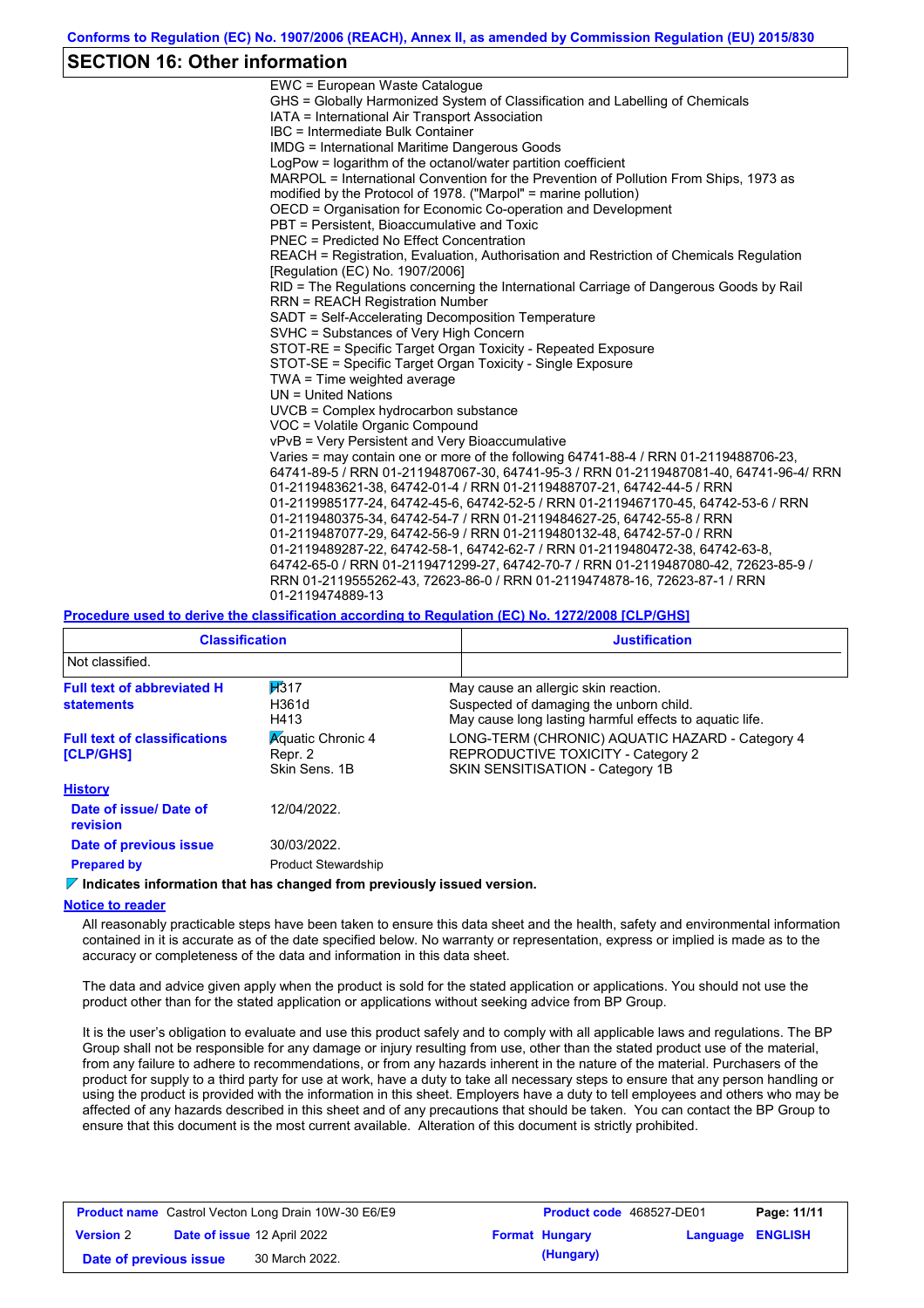Conforms to Regulation (EC) No. 1907/2006 (REACH), Annex II, as amended by Commission Regulation (EU) 2015/830

## SECTION 16: Other information

EWC = European Waste Catalogue
GHS = Globally Harmonized System of Classification and Labelling of Chemicals
IATA = International Air Transport Association
IBC = Intermediate Bulk Container
IMDG = International Maritime Dangerous Goods
LogPow = logarithm of the octanol/water partition coefficient
MARPOL = International Convention for the Prevention of Pollution From Ships, 1973 as modified by the Protocol of 1978. ("Marpol" = marine pollution)
OECD = Organisation for Economic Co-operation and Development
PBT = Persistent, Bioaccumulative and Toxic
PNEC = Predicted No Effect Concentration
REACH = Registration, Evaluation, Authorisation and Restriction of Chemicals Regulation [Regulation (EC) No. 1907/2006]
RID = The Regulations concerning the International Carriage of Dangerous Goods by Rail
RRN = REACH Registration Number
SADT = Self-Accelerating Decomposition Temperature
SVHC = Substances of Very High Concern
STOT-RE = Specific Target Organ Toxicity - Repeated Exposure
STOT-SE = Specific Target Organ Toxicity - Single Exposure
TWA = Time weighted average
UN = United Nations
UVCB = Complex hydrocarbon substance
VOC = Volatile Organic Compound
vPvB = Very Persistent and Very Bioaccumulative
Varies = may contain one or more of the following 64741-88-4 / RRN 01-2119488706-23, 64741-89-5 / RRN 01-2119487067-30, 64741-95-3 / RRN 01-2119487081-40, 64741-96-4/ RRN 01-2119483621-38, 64742-01-4 / RRN 01-2119488707-21, 64742-44-5 / RRN 01-2119985177-24, 64742-45-6, 64742-52-5 / RRN 01-2119467170-45, 64742-53-6 / RRN 01-2119480375-34, 64742-54-7 / RRN 01-2119484627-25, 64742-55-8 / RRN 01-2119487077-29, 64742-56-9 / RRN 01-2119480132-48, 64742-57-0 / RRN 01-2119489287-22, 64742-58-1, 64742-62-7 / RRN 01-2119480472-38, 64742-63-8, 64742-65-0 / RRN 01-2119471299-27, 64742-70-7 / RRN 01-2119487080-42, 72623-85-9 / RRN 01-2119555262-43, 72623-86-0 / RRN 01-2119474878-16, 72623-87-1 / RRN 01-2119474889-13

**Procedure used to derive the classification according to Regulation (EC) No. 1272/2008 [CLP/GHS]**

| Classification | Justification |
|---|---|
| Not classified. | |

**Full text of abbreviated H statements**

| | |
|---|---|
| H317 | May cause an allergic skin reaction. |
| H361d | Suspected of damaging the unborn child. |
| H413 | May cause long lasting harmful effects to aquatic life. |

**Full text of classifications [CLP/GHS]**

| | |
|---|---|
| Aquatic Chronic 4 | LONG-TERM (CHRONIC) AQUATIC HAZARD - Category 4 |
| Repr. 2 | REPRODUCTIVE TOXICITY - Category 2 |
| Skin Sens. 1B | SKIN SENSITISATION - Category 1B |

**History**

**Date of issue/ Date of revision:** 12/04/2022.

**Date of previous issue:** 30/03/2022.

**Prepared by:** Product Stewardship

**Indicates information that has changed from previously issued version.**

**Notice to reader**

All reasonably practicable steps have been taken to ensure this data sheet and the health, safety and environmental information contained in it is accurate as of the date specified below. No warranty or representation, express or implied is made as to the accuracy or completeness of the data and information in this data sheet.

The data and advice given apply when the product is sold for the stated application or applications. You should not use the product other than for the stated application or applications without seeking advice from BP Group.

It is the user's obligation to evaluate and use this product safely and to comply with all applicable laws and regulations. The BP Group shall not be responsible for any damage or injury resulting from use, other than the stated product use of the material, from any failure to adhere to recommendations, or from any hazards inherent in the nature of the material. Purchasers of the product for supply to a third party for use at work, have a duty to take all necessary steps to ensure that any person handling or using the product is provided with the information in this sheet. Employers have a duty to tell employees and others who may be affected of any hazards described in this sheet and of any precautions that should be taken. You can contact the BP Group to ensure that this document is the most current available. Alteration of this document is strictly prohibited.

| | | | |
|---|---|---|---|
| **Product name** Castrol Vecton Long Drain 10W-30 E6/E9 | | **Product code** 468527-DE01 | |
| **Version** 2 | **Date of issue** 12 April 2022 | **Format** Hungary (Hungary) | **Language** ENGLISH |
| **Date of previous issue** 30 March 2022. | | | |